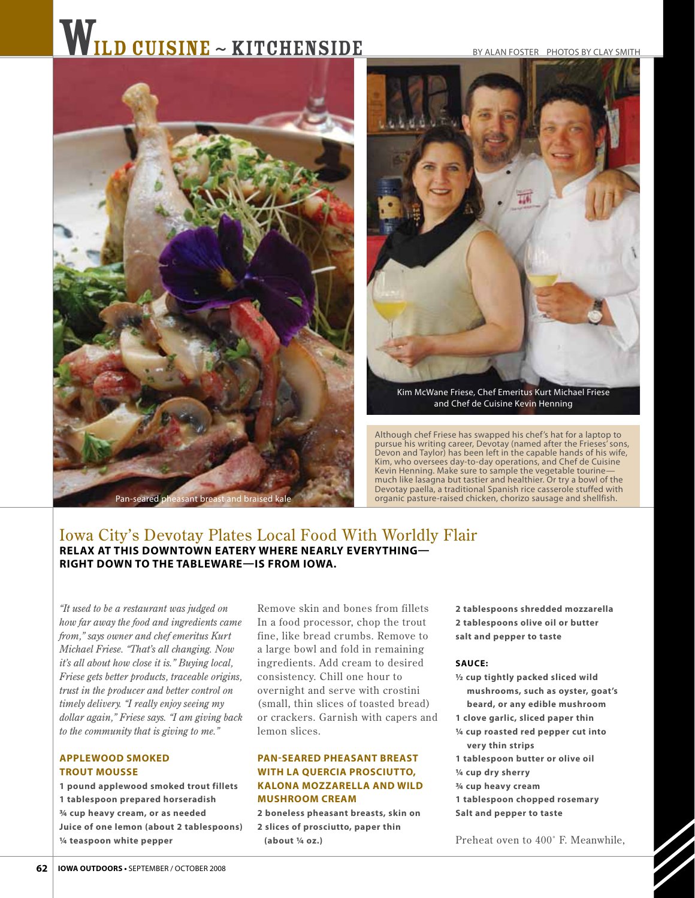# WILD CUISINE ~ KITCHENSIDE

BY ALAN FOSTER PHOTOS BY CLAY SMITH

Pan-seared pheasant breast and braised kale

Kim McWane Friese, Chef Emeritus Kurt Michael Friese and Chef de Cuisine Kevin Henning

Although chef Friese has swapped his chef's hat for a laptop to pursue his writing career, Devotay (named after the Frieses' sons, Devon and Taylor) has been left in the capable hands of his wife, Kim, who oversees day-to-day operations, and Chef de Cuisine Kevin Henning. Make sure to sample the vegetable tourine—much like lasagna but tastier and healthier. Or try a bowl of the Devotay paella, a traditional Spanish rice casserole stuffed with organic pasture-raised chicken, chorizo sausage and shellfish.

## Iowa City's Devotay Plates Local Food With Worldly Flair

**RELAX AT THIS DOWNTOWN EATERY WHERE NEARLY EVERYTHING—RIGHT DOWN TO THE TABLEWARE—IS FROM IOWA.**

*"It used to be a restaurant was judged on how far away the food and ingredients came from," says owner and chef emeritus Kurt Michael Friese. "That's all changing. Now it's all about how close it is." Buying local, Friese gets better products, traceable origins, trust in the producer and better control on timely delivery. "I really enjoy seeing my dollar again," Friese says. "I am giving back to the community that is giving to me."*

### APPLEWOOD SMOKED TROUT MOUSSE

**1 pound applewood smoked trout fillets**
**1 tablespoon prepared horseradish**
**¾ cup heavy cream, or as needed**
**Juice of one lemon (about 2 tablespoons)**
**¼ teaspoon white pepper**

Remove skin and bones from fillets In a food processor, chop the trout fine, like bread crumbs. Remove to a large bowl and fold in remaining ingredients. Add cream to desired consistency. Chill one hour to overnight and serve with crostini (small, thin slices of toasted bread) or crackers. Garnish with capers and lemon slices.

### PAN-SEARED PHEASANT BREAST WITH LA QUERCIA PROSCIUTTO, KALONA MOZZARELLA AND WILD MUSHROOM CREAM

**2 boneless pheasant breasts, skin on**
**2 slices of prosciutto, paper thin (about ¼ oz.)**
**2 tablespoons shredded mozzarella**
**2 tablespoons olive oil or butter**
**salt and pepper to taste**

**SAUCE:**

**½ cup tightly packed sliced wild mushrooms, such as oyster, goat's beard, or any edible mushroom**
**1 clove garlic, sliced paper thin**
**¼ cup roasted red pepper cut into very thin strips**
**1 tablespoon butter or olive oil**
**¼ cup dry sherry**
**¾ cup heavy cream**
**1 tablespoon chopped rosemary**
**Salt and pepper to taste**

Preheat oven to 400˚ F. Meanwhile,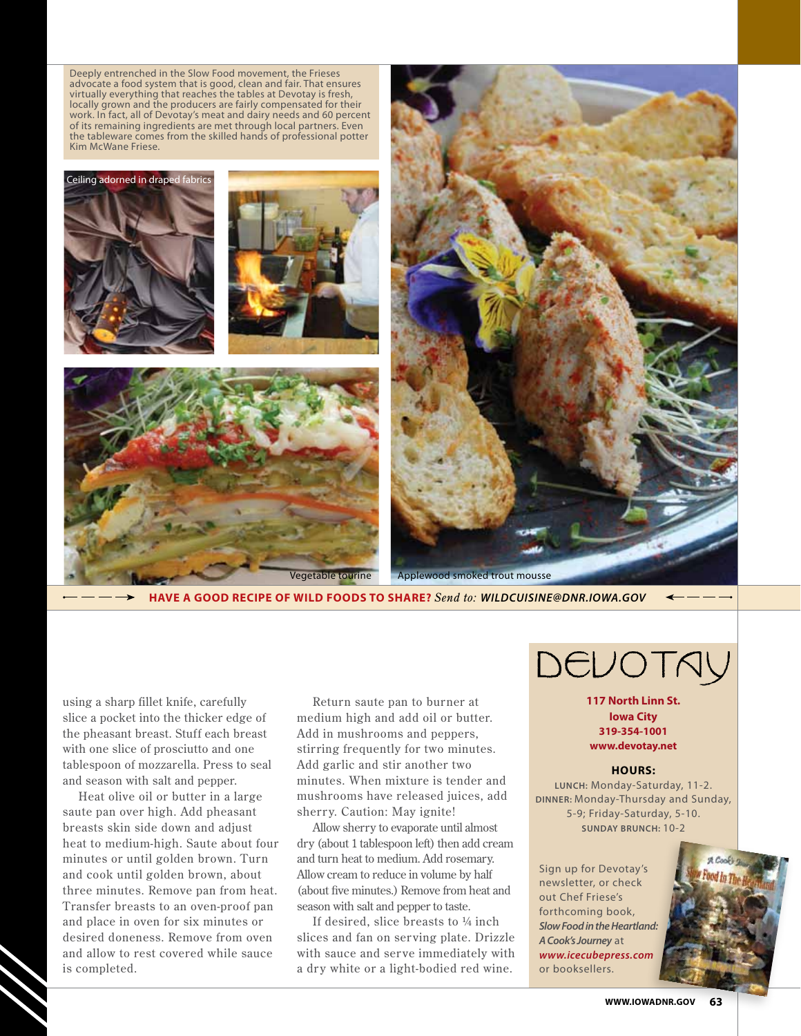Deeply entrenched in the Slow Food movement, the Frieses advocate a food system that is good, clean and fair. That ensures virtually everything that reaches the tables at Devotay is fresh, locally grown and the producers are fairly compensated for their work. In fact, all of Devotay's meat and dairy needs and 60 percent of its remaining ingredients are met through local partners. Even the tableware comes from the skilled hands of professional potter Kim McWane Friese.

Ceiling adorned in draped fabrics

Vegetable tourine

Applewood smoked trout mousse

**HAVE A GOOD RECIPE OF WILD FOODS TO SHARE?** *Send to:* ***WILDCUISINE@DNR.IOWA.GOV***

using a sharp fillet knife, carefully slice a pocket into the thicker edge of the pheasant breast. Stuff each breast with one slice of prosciutto and one tablespoon of mozzarella. Press to seal and season with salt and pepper.

Heat olive oil or butter in a large saute pan over high. Add pheasant breasts skin side down and adjust heat to medium-high. Saute about four minutes or until golden brown. Turn and cook until golden brown, about three minutes. Remove pan from heat. Transfer breasts to an oven-proof pan and place in oven for six minutes or desired doneness. Remove from oven and allow to rest covered while sauce is completed.

Return saute pan to burner at medium high and add oil or butter. Add in mushrooms and peppers, stirring frequently for two minutes. Add garlic and stir another two minutes. When mixture is tender and mushrooms have released juices, add sherry. Caution: May ignite!

Allow sherry to evaporate until almost dry (about 1 tablespoon left) then add cream and turn heat to medium. Add rosemary. Allow cream to reduce in volume by half (about five minutes.) Remove from heat and season with salt and pepper to taste.

If desired, slice breasts to ¼ inch slices and fan on serving plate. Drizzle with sauce and serve immediately with a dry white or a light-bodied red wine.

## DEVOTAY

**117 North Linn St.**
**Iowa City**
**319-354-1001**
**www.devotay.net**

**HOURS:**

**LUNCH:** Monday-Saturday, 11-2.
**DINNER:** Monday-Thursday and Sunday, 5-9; Friday-Saturday, 5-10.
**SUNDAY BRUNCH:** 10-2

Sign up for Devotay's newsletter, or check out Chef Friese's forthcoming book, ***Slow Food in the Heartland: A Cook's Journey*** at ***www.icecubepress.com*** or booksellers.